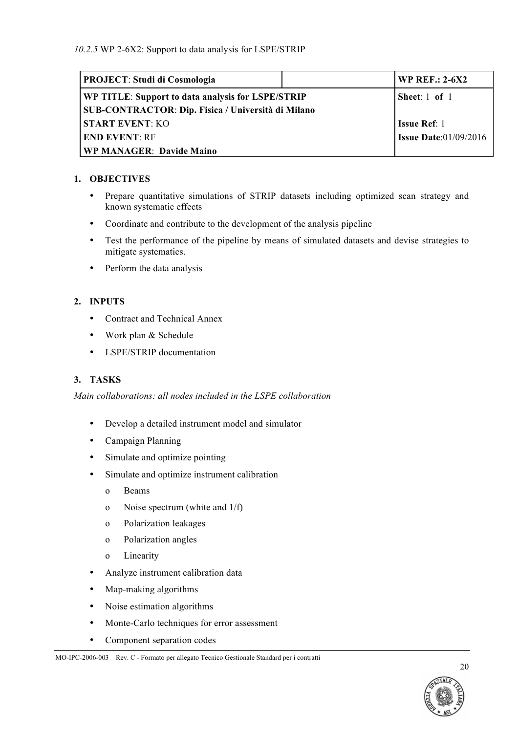*10.2.5* WP 2-6X2: Support to data analysis for LSPE/STRIP

| **PROJECT**: **Studi di Cosmologia** | | **WP REF.: 2-6X2** |
|---|---|---|
| **WP TITLE**: **Support to data analysis for LSPE/STRIP**<br>**SUB-CONTRACTOR**: **Dip. Fisica / Università di Milano** | | **Sheet**: 1 **of** 1 |
| **START EVENT**: KO | | **Issue Ref**: 1 |
| **END EVENT**: RF | | **Issue Date**:01/09/2016 |
| **WP MANAGER**: **Davide Maino** | | |

## 1. OBJECTIVES

- Prepare quantitative simulations of STRIP datasets including optimized scan strategy and known systematic effects
- Coordinate and contribute to the development of the analysis pipeline
- Test the performance of the pipeline by means of simulated datasets and devise strategies to mitigate systematics.
- Perform the data analysis

## 2. INPUTS

- Contract and Technical Annex
- Work plan & Schedule
- LSPE/STRIP documentation

## 3. TASKS

*Main collaborations: all nodes included in the LSPE collaboration*

- Develop a detailed instrument model and simulator
- Campaign Planning
- Simulate and optimize pointing
- Simulate and optimize instrument calibration
  - Beams
  - Noise spectrum (white and 1/f)
  - Polarization leakages
  - Polarization angles
  - Linearity
- Analyze instrument calibration data
- Map-making algorithms
- Noise estimation algorithms
- Monte-Carlo techniques for error assessment
- Component separation codes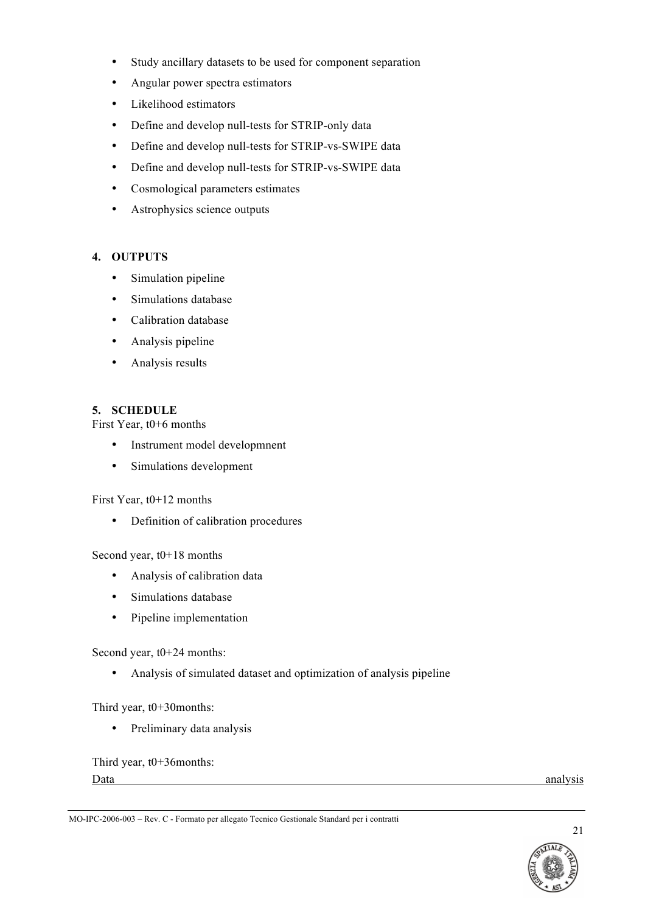- Study ancillary datasets to be used for component separation
- Angular power spectra estimators
- Likelihood estimators
- Define and develop null-tests for STRIP-only data
- Define and develop null-tests for STRIP-vs-SWIPE data
- Define and develop null-tests for STRIP-vs-SWIPE data
- Cosmological parameters estimates
- Astrophysics science outputs

## 4. OUTPUTS

- Simulation pipeline
- Simulations database
- Calibration database
- Analysis pipeline
- Analysis results

## 5. SCHEDULE

First Year, t0+6 months

- Instrument model developmnent
- Simulations development

First Year, t0+12 months

- Definition of calibration procedures

Second year, t0+18 months

- Analysis of calibration data
- Simulations database
- Pipeline implementation

Second year, t0+24 months:

- Analysis of simulated dataset and optimization of analysis pipeline

Third year, t0+30months:

- Preliminary data analysis

Third year, t0+36months:

Data analysis